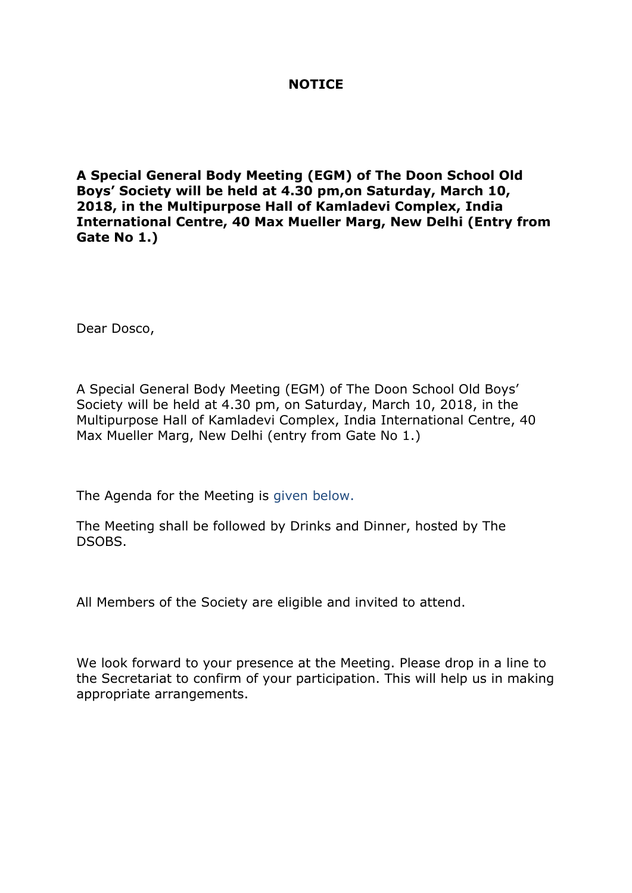# NOTICE

**A Special General Body Meeting (EGM) of The Doon School Old Boys' Society will be held at 4.30 pm,on Saturday, March 10, 2018, in the Multipurpose Hall of Kamladevi Complex, India International Centre, 40 Max Mueller Marg, New Delhi (Entry from Gate No 1.)**

Dear Dosco,

A Special General Body Meeting (EGM) of The Doon School Old Boys' Society will be held at 4.30 pm, on Saturday, March 10, 2018, in the Multipurpose Hall of Kamladevi Complex, India International Centre, 40 Max Mueller Marg, New Delhi (entry from Gate No 1.)

The Agenda for the Meeting is given below.

The Meeting shall be followed by Drinks and Dinner, hosted by The DSOBS.

All Members of the Society are eligible and invited to attend.

We look forward to your presence at the Meeting. Please drop in a line to the Secretariat to confirm of your participation. This will help us in making appropriate arrangements.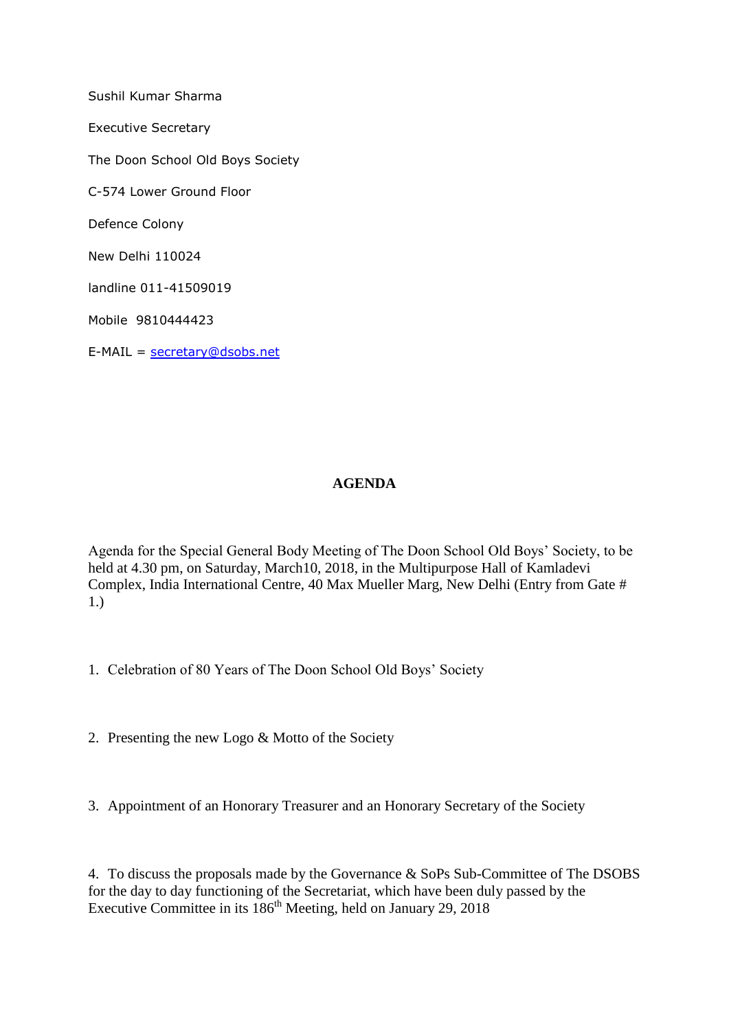Sushil Kumar Sharma

Executive Secretary

The Doon School Old Boys Society

C-574 Lower Ground Floor

Defence Colony

New Delhi 110024

landline 011-41509019

Mobile 9810444423

E-MAIL = secretary@dsobs.net

**AGENDA**

Agenda for the Special General Body Meeting of The Doon School Old Boys' Society, to be held at 4.30 pm, on Saturday, March10, 2018, in the Multipurpose Hall of Kamladevi Complex, India International Centre, 40 Max Mueller Marg, New Delhi (Entry from Gate # 1.)

1. Celebration of 80 Years of The Doon School Old Boys' Society

2. Presenting the new Logo & Motto of the Society

3. Appointment of an Honorary Treasurer and an Honorary Secretary of the Society

4. To discuss the proposals made by the Governance & SoPs Sub-Committee of The DSOBS for the day to day functioning of the Secretariat, which have been duly passed by the Executive Committee in its 186th Meeting, held on January 29, 2018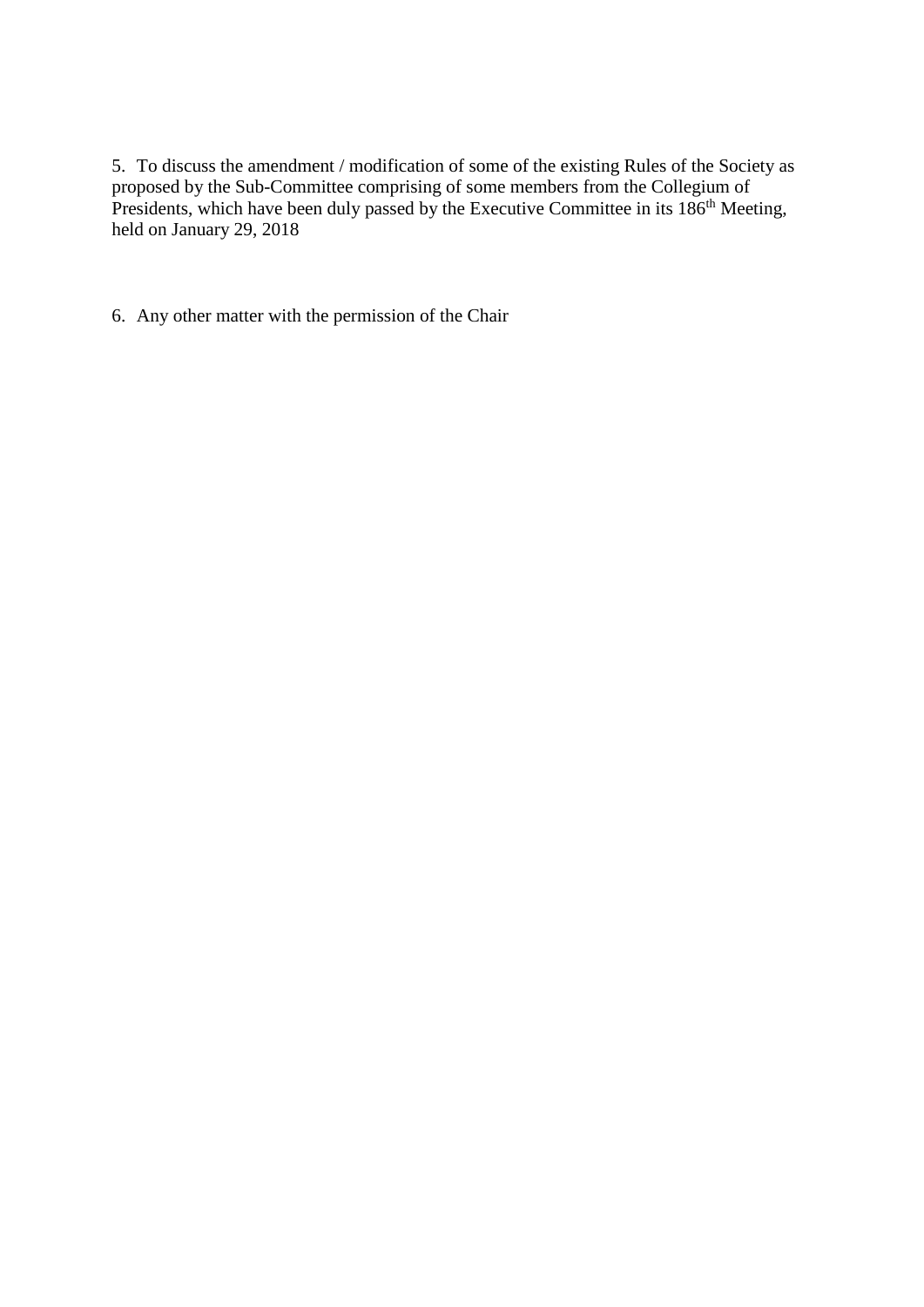5. To discuss the amendment / modification of some of the existing Rules of the Society as proposed by the Sub-Committee comprising of some members from the Collegium of Presidents, which have been duly passed by the Executive Committee in its 186$^{th}$ Meeting, held on January 29, 2018

6. Any other matter with the permission of the Chair